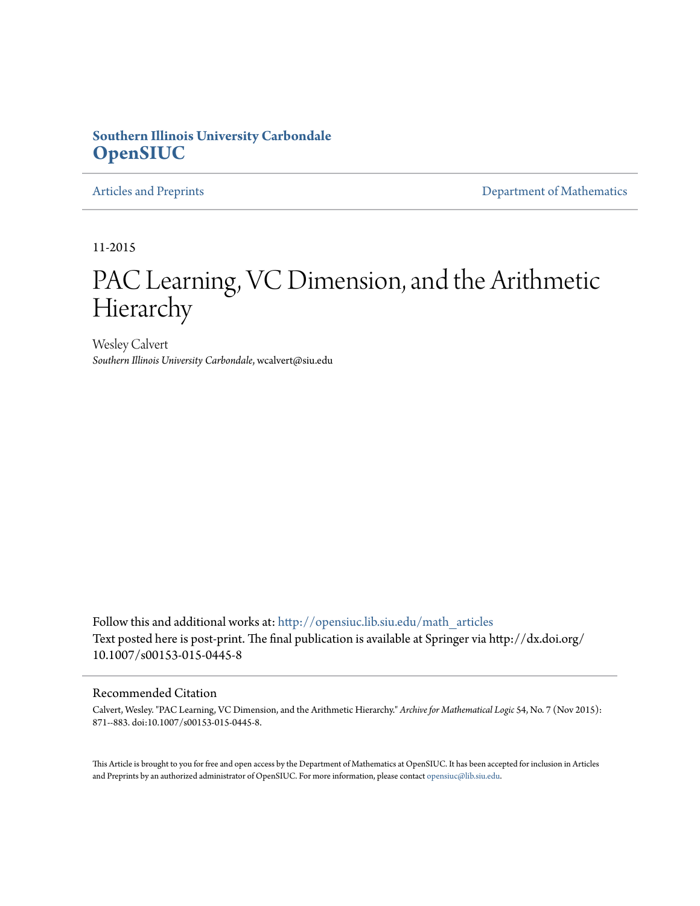**Southern Illinois University Carbondale**
**OpenSIUC**

Articles and Preprints | Department of Mathematics

11-2015

# PAC Learning, VC Dimension, and the Arithmetic Hierarchy

Wesley Calvert
*Southern Illinois University Carbondale*, wcalvert@siu.edu

Follow this and additional works at: http://opensiuc.lib.siu.edu/math_articles
Text posted here is post-print. The final publication is available at Springer via http://dx.doi.org/10.1007/s00153-015-0445-8

## Recommended Citation

Calvert, Wesley. "PAC Learning, VC Dimension, and the Arithmetic Hierarchy." *Archive for Mathematical Logic* 54, No. 7 (Nov 2015): 871--883. doi:10.1007/s00153-015-0445-8.

This Article is brought to you for free and open access by the Department of Mathematics at OpenSIUC. It has been accepted for inclusion in Articles and Preprints by an authorized administrator of OpenSIUC. For more information, please contact opensiuc@lib.siu.edu.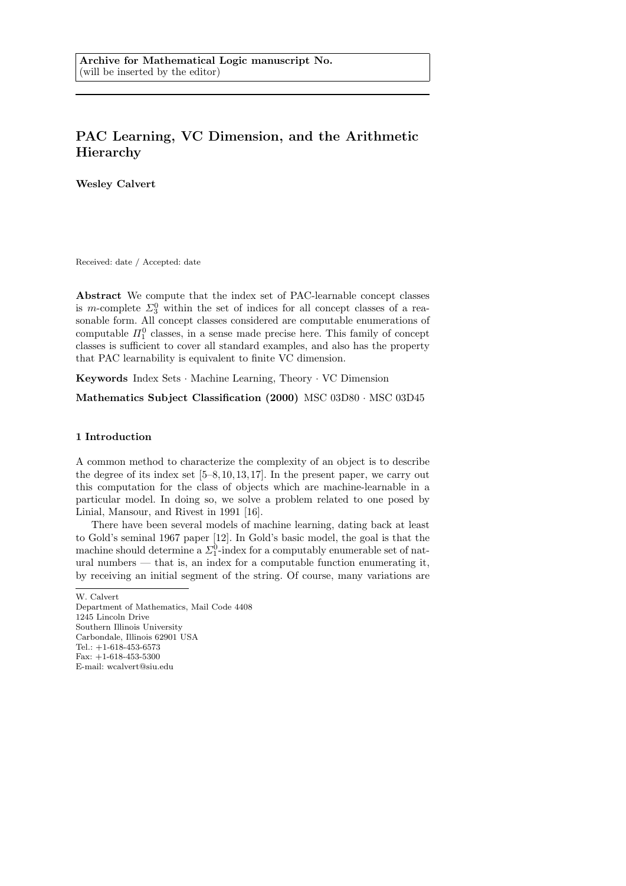Archive for Mathematical Logic manuscript No.
(will be inserted by the editor)

# PAC Learning, VC Dimension, and the Arithmetic Hierarchy

**Wesley Calvert**

Received: date / Accepted: date

**Abstract** We compute that the index set of PAC-learnable concept classes is $m$-complete $\Sigma^0_3$ within the set of indices for all concept classes of a reasonable form. All concept classes considered are computable enumerations of computable $\Pi^0_1$ classes, in a sense made precise here. This family of concept classes is sufficient to cover all standard examples, and also has the property that PAC learnability is equivalent to finite VC dimension.

**Keywords** Index Sets · Machine Learning, Theory · VC Dimension

**Mathematics Subject Classification (2000)** MSC 03D80 · MSC 03D45

## 1 Introduction

A common method to characterize the complexity of an object is to describe the degree of its index set [5–8, 10, 13, 17]. In the present paper, we carry out this computation for the class of objects which are machine-learnable in a particular model. In doing so, we solve a problem related to one posed by Linial, Mansour, and Rivest in 1991 [16].

There have been several models of machine learning, dating back at least to Gold's seminal 1967 paper [12]. In Gold's basic model, the goal is that the machine should determine a $\Sigma^0_1$-index for a computably enumerable set of natural numbers — that is, an index for a computable function enumerating it, by receiving an initial segment of the string. Of course, many variations are

W. Calvert
Department of Mathematics, Mail Code 4408
1245 Lincoln Drive
Southern Illinois University
Carbondale, Illinois 62901 USA
Tel.: +1-618-453-6573
Fax: +1-618-453-5300
E-mail: wcalvert@siu.edu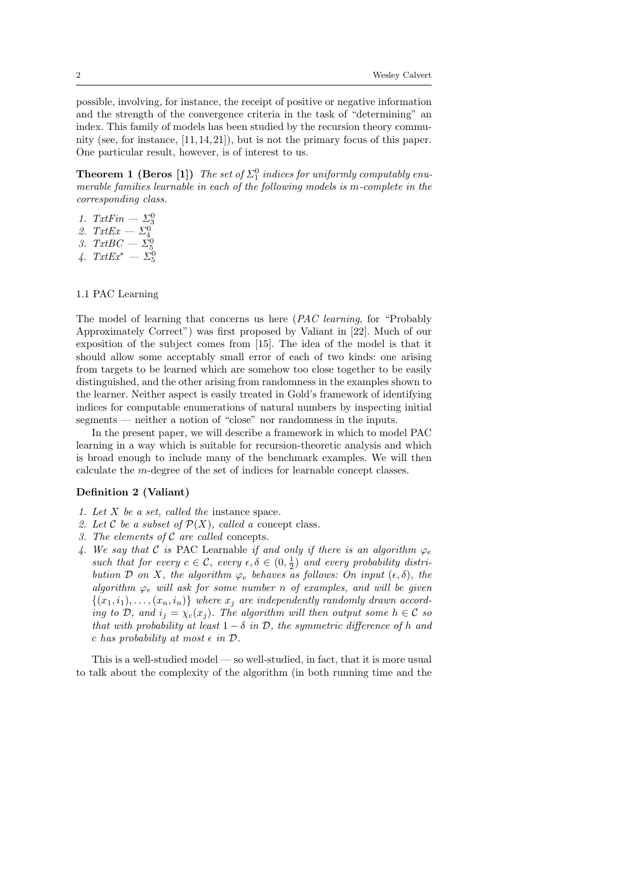possible, involving, for instance, the receipt of positive or negative information and the strength of the convergence criteria in the task of "determining" an index. This family of models has been studied by the recursion theory community (see, for instance, [11, 14, 21]), but is not the primary focus of this paper. One particular result, however, is of interest to us.

**Theorem 1 (Beros [1])** *The set of $\Sigma^0_1$ indices for uniformly computably enumerable families learnable in each of the following models is m-complete in the corresponding class.*

1. *TxtFin* — $\Sigma^0_3$
2. *TxtEx* — $\Sigma^0_4$
3. *TxtBC* — $\Sigma^0_5$
4. *TxtEx$^*$* — $\Sigma^0_5$

### 1.1 PAC Learning

The model of learning that concerns us here (*PAC learning*, for "Probably Approximately Correct") was first proposed by Valiant in [22]. Much of our exposition of the subject comes from [15]. The idea of the model is that it should allow some acceptably small error of each of two kinds: one arising from targets to be learned which are somehow too close together to be easily distinguished, and the other arising from randomness in the examples shown to the learner. Neither aspect is easily treated in Gold's framework of identifying indices for computable enumerations of natural numbers by inspecting initial segments — neither a notion of "close" nor randomness in the inputs.

In the present paper, we will describe a framework in which to model PAC learning in a way which is suitable for recursion-theoretic analysis and which is broad enough to include many of the benchmark examples. We will then calculate the $m$-degree of the set of indices for learnable concept classes.

**Definition 2 (Valiant)**

1. *Let $X$ be a set, called the* instance space.
2. *Let $\mathcal{C}$ be a subset of $\mathcal{P}(X)$, called a* concept class.
3. *The elements of $\mathcal{C}$ are called* concepts.
4. *We say that $\mathcal{C}$ is* PAC Learnable *if and only if there is an algorithm $\varphi_e$ such that for every $c \in \mathcal{C}$, every $\epsilon, \delta \in (0, \frac{1}{2})$ and every probability distribution $\mathcal{D}$ on $X$, the algorithm $\varphi_e$ behaves as follows: On input $(\epsilon, \delta)$, the algorithm $\varphi_e$ will ask for some number $n$ of examples, and will be given $\{(x_1, i_1), \ldots, (x_n, i_n)\}$ where $x_j$ are independently randomly drawn according to $\mathcal{D}$, and $i_j = \chi_c(x_j)$. The algorithm will then output some $h \in \mathcal{C}$ so that with probability at least $1 - \delta$ in $\mathcal{D}$, the symmetric difference of $h$ and $c$ has probability at most $\epsilon$ in $\mathcal{D}$.*

This is a well-studied model — so well-studied, in fact, that it is more usual to talk about the complexity of the algorithm (in both running time and the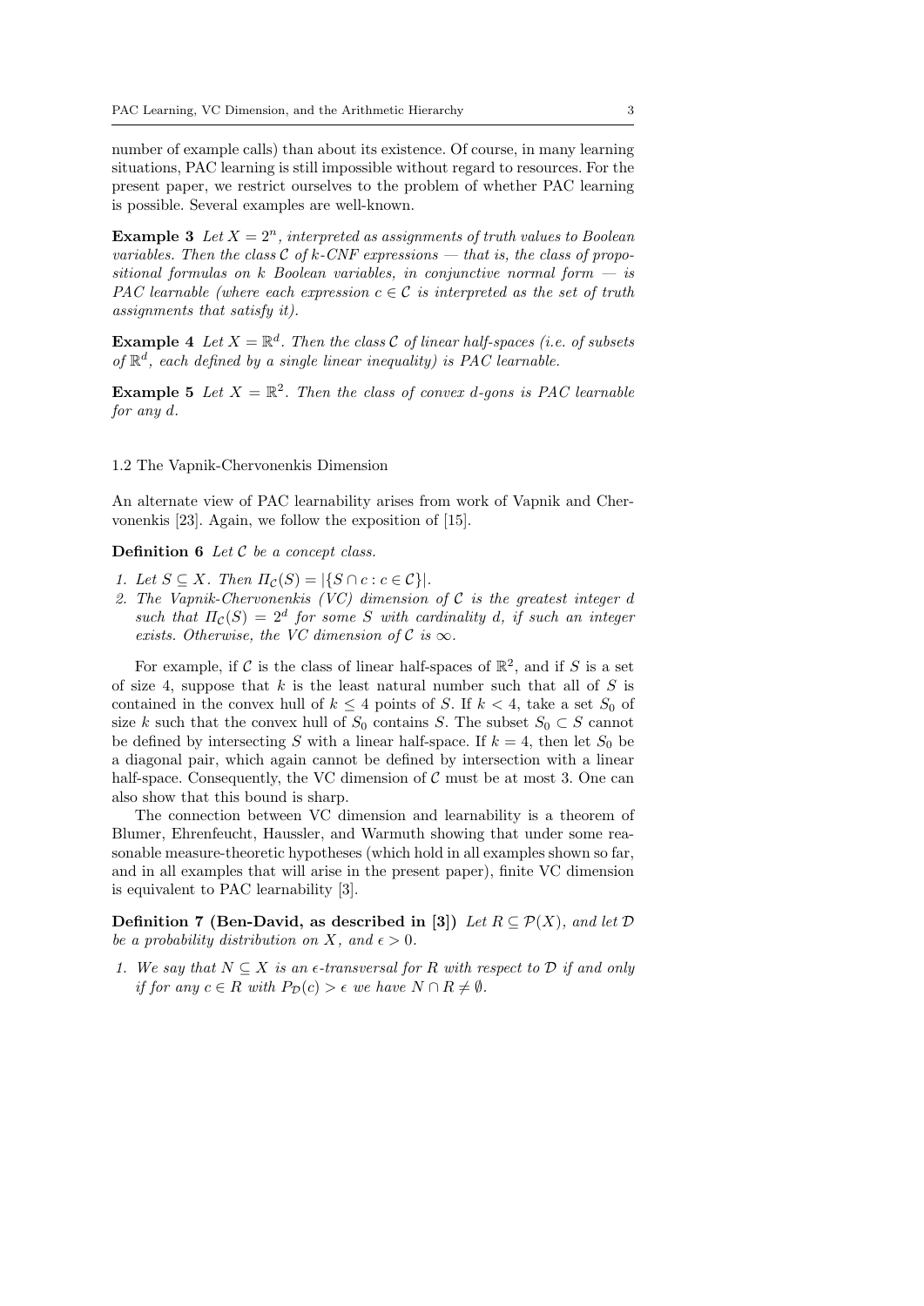number of example calls) than about its existence. Of course, in many learning situations, PAC learning is still impossible without regard to resources. For the present paper, we restrict ourselves to the problem of whether PAC learning is possible. Several examples are well-known.

**Example 3** *Let $X = 2^n$, interpreted as assignments of truth values to Boolean variables. Then the class $\mathcal{C}$ of $k$-CNF expressions — that is, the class of propositional formulas on $k$ Boolean variables, in conjunctive normal form — is PAC learnable (where each expression $c \in \mathcal{C}$ is interpreted as the set of truth assignments that satisfy it).*

**Example 4** *Let $X = \mathbb{R}^d$. Then the class $\mathcal{C}$ of linear half-spaces (i.e. of subsets of $\mathbb{R}^d$, each defined by a single linear inequality) is PAC learnable.*

**Example 5** *Let $X = \mathbb{R}^2$. Then the class of convex $d$-gons is PAC learnable for any $d$.*

### 1.2 The Vapnik-Chervonenkis Dimension

An alternate view of PAC learnability arises from work of Vapnik and Chervonenkis [23]. Again, we follow the exposition of [15].

**Definition 6** *Let $\mathcal{C}$ be a concept class.*

1. *Let $S \subseteq X$. Then $\Pi_{\mathcal{C}}(S) = |\{S \cap c : c \in \mathcal{C}\}|$.*
2. *The Vapnik-Chervonenkis (VC) dimension of $\mathcal{C}$ is the greatest integer $d$ such that $\Pi_{\mathcal{C}}(S) = 2^d$ for some $S$ with cardinality $d$, if such an integer exists. Otherwise, the VC dimension of $\mathcal{C}$ is $\infty$.*

For example, if $\mathcal{C}$ is the class of linear half-spaces of $\mathbb{R}^2$, and if $S$ is a set of size 4, suppose that $k$ is the least natural number such that all of $S$ is contained in the convex hull of $k \leq 4$ points of $S$. If $k < 4$, take a set $S_0$ of size $k$ such that the convex hull of $S_0$ contains $S$. The subset $S_0 \subset S$ cannot be defined by intersecting $S$ with a linear half-space. If $k = 4$, then let $S_0$ be a diagonal pair, which again cannot be defined by intersection with a linear half-space. Consequently, the VC dimension of $\mathcal{C}$ must be at most 3. One can also show that this bound is sharp.

The connection between VC dimension and learnability is a theorem of Blumer, Ehrenfeucht, Haussler, and Warmuth showing that under some reasonable measure-theoretic hypotheses (which hold in all examples shown so far, and in all examples that will arise in the present paper), finite VC dimension is equivalent to PAC learnability [3].

**Definition 7 (Ben-David, as described in [3])** *Let $R \subseteq \mathcal{P}(X)$, and let $\mathcal{D}$ be a probability distribution on $X$, and $\epsilon > 0$.*

1. *We say that $N \subseteq X$ is an $\epsilon$-transversal for $R$ with respect to $\mathcal{D}$ if and only if for any $c \in R$ with $P_{\mathcal{D}}(c) > \epsilon$ we have $N \cap R \neq \emptyset$.*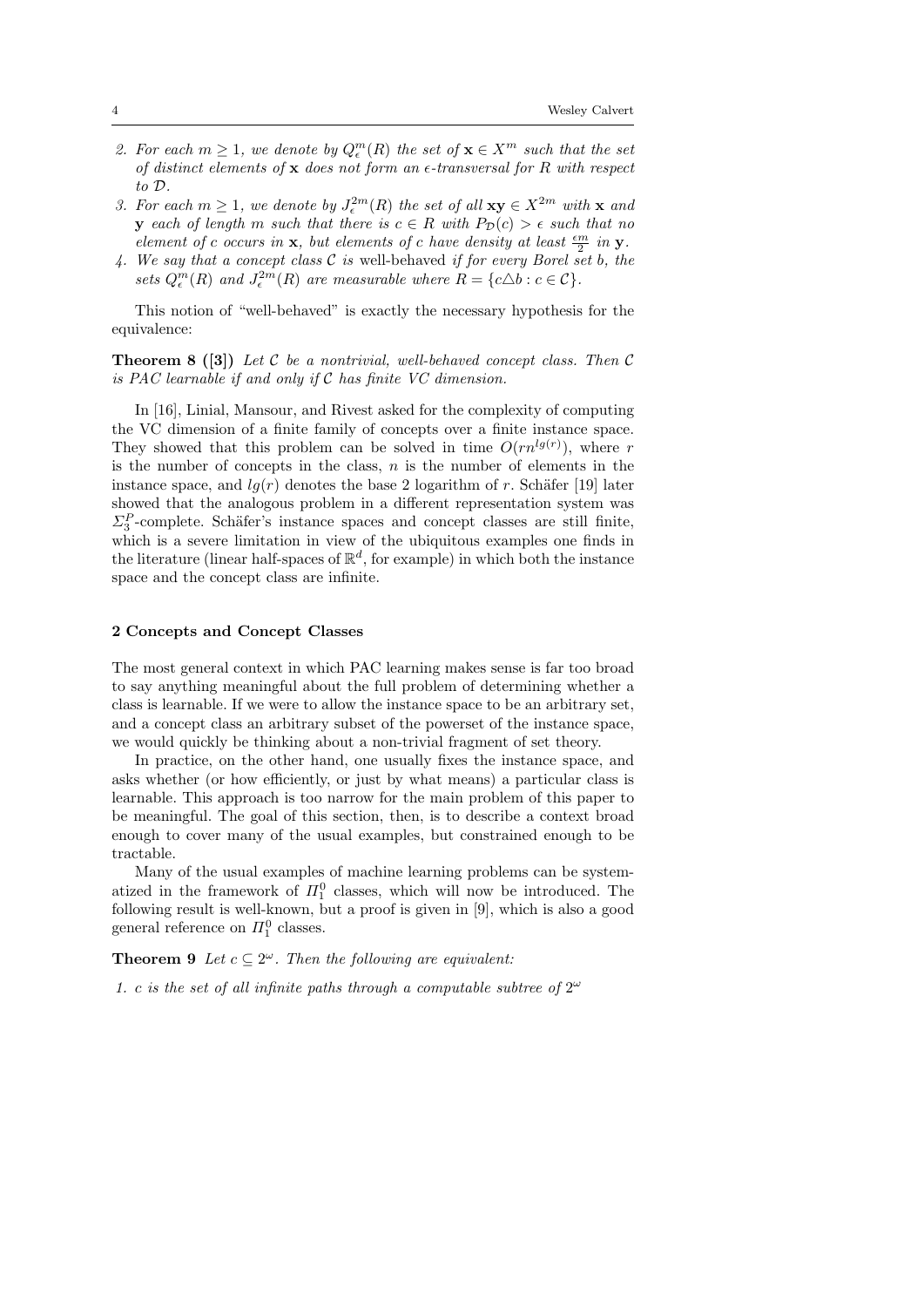2. *For each $m \geq 1$, we denote by $Q_\epsilon^m(R)$ the set of $\mathbf{x} \in X^m$ such that the set of distinct elements of $\mathbf{x}$ does not form an $\epsilon$-transversal for $R$ with respect to $\mathcal{D}$.*
3. *For each $m \geq 1$, we denote by $J_\epsilon^{2m}(R)$ the set of all $\mathbf{xy} \in X^{2m}$ with $\mathbf{x}$ and $\mathbf{y}$ each of length $m$ such that there is $c \in R$ with $P_\mathcal{D}(c) > \epsilon$ such that no element of $c$ occurs in $\mathbf{x}$, but elements of $c$ have density at least $\frac{\epsilon m}{2}$ in $\mathbf{y}$.*
4. *We say that a concept class $\mathcal{C}$ is* well-behaved *if for every Borel set $b$, the sets $Q_\epsilon^m(R)$ and $J_\epsilon^{2m}(R)$ are measurable where $R = \{c \triangle b : c \in \mathcal{C}\}$.*

This notion of "well-behaved" is exactly the necessary hypothesis for the equivalence:

**Theorem 8 ([3])** *Let $\mathcal{C}$ be a nontrivial, well-behaved concept class. Then $\mathcal{C}$ is PAC learnable if and only if $\mathcal{C}$ has finite VC dimension.*

In [16], Linial, Mansour, and Rivest asked for the complexity of computing the VC dimension of a finite family of concepts over a finite instance space. They showed that this problem can be solved in time $O(rn^{lg(r)})$, where $r$ is the number of concepts in the class, $n$ is the number of elements in the instance space, and $lg(r)$ denotes the base 2 logarithm of $r$. Schäfer [19] later showed that the analogous problem in a different representation system was $\Sigma_3^P$-complete. Schäfer's instance spaces and concept classes are still finite, which is a severe limitation in view of the ubiquitous examples one finds in the literature (linear half-spaces of $\mathbb{R}^d$, for example) in which both the instance space and the concept class are infinite.

## 2 Concepts and Concept Classes

The most general context in which PAC learning makes sense is far too broad to say anything meaningful about the full problem of determining whether a class is learnable. If we were to allow the instance space to be an arbitrary set, and a concept class an arbitrary subset of the powerset of the instance space, we would quickly be thinking about a non-trivial fragment of set theory.

In practice, on the other hand, one usually fixes the instance space, and asks whether (or how efficiently, or just by what means) a particular class is learnable. This approach is too narrow for the main problem of this paper to be meaningful. The goal of this section, then, is to describe a context broad enough to cover many of the usual examples, but constrained enough to be tractable.

Many of the usual examples of machine learning problems can be systematized in the framework of $\Pi_1^0$ classes, which will now be introduced. The following result is well-known, but a proof is given in [9], which is also a good general reference on $\Pi_1^0$ classes.

**Theorem 9** *Let $c \subseteq 2^\omega$. Then the following are equivalent:*

1. *$c$ is the set of all infinite paths through a computable subtree of $2^\omega$*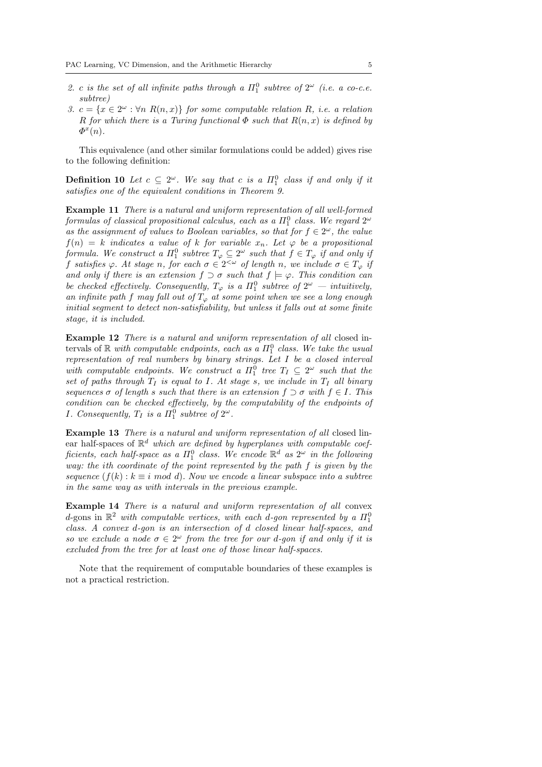2. *c is the set of all infinite paths through a $\Pi^0_1$ subtree of $2^\omega$ (i.e. a co-c.e. subtree)*
3. *$c = \{x \in 2^\omega : \forall n\ R(n,x)\}$ for some computable relation $R$, i.e. a relation $R$ for which there is a Turing functional $\Phi$ such that $R(n,x)$ is defined by $\Phi^x(n)$.*

This equivalence (and other similar formulations could be added) gives rise to the following definition:

**Definition 10** *Let $c \subseteq 2^\omega$. We say that $c$ is a $\Pi^0_1$ class if and only if it satisfies one of the equivalent conditions in Theorem 9.*

**Example 11** *There is a natural and uniform representation of all well-formed formulas of classical propositional calculus, each as a $\Pi^0_1$ class. We regard $2^\omega$ as the assignment of values to Boolean variables, so that for $f \in 2^\omega$, the value $f(n) = k$ indicates a value of $k$ for variable $x_n$. Let $\varphi$ be a propositional formula. We construct a $\Pi^0_1$ subtree $T_\varphi \subseteq 2^\omega$ such that $f \in T_\varphi$ if and only if $f$ satisfies $\varphi$. At stage $n$, for each $\sigma \in 2^{<\omega}$ of length $n$, we include $\sigma \in T_\varphi$ if and only if there is an extension $f \supset \sigma$ such that $f \models \varphi$. This condition can be checked effectively. Consequently, $T_\varphi$ is a $\Pi^0_1$ subtree of $2^\omega$ — intuitively, an infinite path $f$ may fall out of $T_\varphi$ at some point when we see a long enough initial segment to detect non-satisfiability, but unless it falls out at some finite stage, it is included.*

**Example 12** *There is a natural and uniform representation of all* closed intervals of $\mathbb{R}$ *with computable endpoints, each as a $\Pi^0_1$ class. We take the usual representation of real numbers by binary strings. Let $I$ be a closed interval with computable endpoints. We construct a $\Pi^0_1$ tree $T_I \subseteq 2^\omega$ such that the set of paths through $T_I$ is equal to $I$. At stage $s$, we include in $T_I$ all binary sequences $\sigma$ of length $s$ such that there is an extension $f \supset \sigma$ with $f \in I$. This condition can be checked effectively, by the computability of the endpoints of $I$. Consequently, $T_I$ is a $\Pi^0_1$ subtree of $2^\omega$.*

**Example 13** *There is a natural and uniform representation of all* closed linear half-spaces of $\mathbb{R}^d$ *which are defined by hyperplanes with computable coefficients, each half-space as a $\Pi^0_1$ class. We encode $\mathbb{R}^d$ as $2^\omega$ in the following way: the ith coordinate of the point represented by the path $f$ is given by the sequence $(f(k) : k \equiv i \bmod d)$. Now we encode a linear subspace into a subtree in the same way as with intervals in the previous example.*

**Example 14** *There is a natural and uniform representation of all* convex $d$-gons in $\mathbb{R}^2$ *with computable vertices, with each $d$-gon represented by a $\Pi^0_1$ class. A convex $d$-gon is an intersection of $d$ closed linear half-spaces, and so we exclude a node $\sigma \in 2^\omega$ from the tree for our $d$-gon if and only if it is excluded from the tree for at least one of those linear half-spaces.*

Note that the requirement of computable boundaries of these examples is not a practical restriction.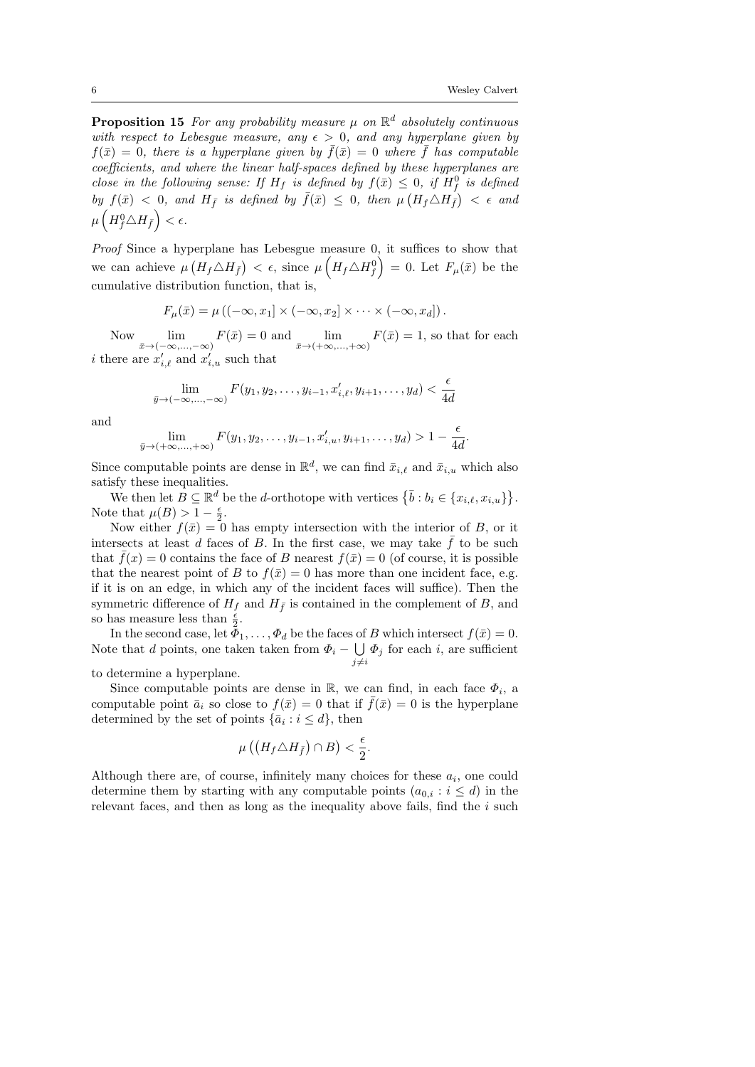**Proposition 15** *For any probability measure $\mu$ on $\mathbb{R}^d$ absolutely continuous with respect to Lebesgue measure, any $\epsilon > 0$, and any hyperplane given by $f(\bar{x}) = 0$, there is a hyperplane given by $\bar{f}(\bar{x}) = 0$ where $\bar{f}$ has computable coefficients, and where the linear half-spaces defined by these hyperplanes are close in the following sense: If $H_f$ is defined by $f(\bar{x}) \leq 0$, if $H_f^0$ is defined by $f(\bar{x}) < 0$, and $H_{\bar{f}}$ is defined by $\bar{f}(\bar{x}) \leq 0$, then $\mu\left(H_f \triangle H_{\bar{f}}\right) < \epsilon$ and $\mu\left(H_f^0 \triangle H_{\bar{f}}\right) < \epsilon$.*

*Proof* Since a hyperplane has Lebesgue measure 0, it suffices to show that we can achieve $\mu\left(H_f \triangle H_{\bar{f}}\right) < \epsilon$, since $\mu\left(H_f \triangle H_f^0\right) = 0$. Let $F_\mu(\bar{x})$ be the cumulative distribution function, that is,

$$F_\mu(\bar{x}) = \mu\left((-\infty, x_1] \times (-\infty, x_2] \times \cdots \times (-\infty, x_d]\right).$$

Now $\lim\limits_{\bar{x} \to (-\infty,\dots,-\infty)} F(\bar{x}) = 0$ and $\lim\limits_{\bar{x} \to (+\infty,\dots,+\infty)} F(\bar{x}) = 1$, so that for each $i$ there are $x'_{i,\ell}$ and $x'_{i,u}$ such that

$$\lim_{\bar{y} \to (-\infty,\dots,-\infty)} F(y_1, y_2, \dots, y_{i-1}, x'_{i,\ell}, y_{i+1}, \dots, y_d) < \frac{\epsilon}{4d}$$

and

$$\lim_{\bar{y} \to (+\infty,\dots,+\infty)} F(y_1, y_2, \dots, y_{i-1}, x'_{i,u}, y_{i+1}, \dots, y_d) > 1 - \frac{\epsilon}{4d}.$$

Since computable points are dense in $\mathbb{R}^d$, we can find $\bar{x}_{i,\ell}$ and $\bar{x}_{i,u}$ which also satisfy these inequalities.

We then let $B \subseteq \mathbb{R}^d$ be the $d$-orthotope with vertices $\left\{\bar{b} : b_i \in \{x_{i,\ell}, x_{i,u}\}\right\}$. Note that $\mu(B) > 1 - \frac{\epsilon}{2}$.

Now either $f(\bar{x}) = 0$ has empty intersection with the interior of $B$, or it intersects at least $d$ faces of $B$. In the first case, we may take $\bar{f}$ to be such that $\bar{f}(x) = 0$ contains the face of $B$ nearest $f(\bar{x}) = 0$ (of course, it is possible that the nearest point of $B$ to $f(\bar{x}) = 0$ has more than one incident face, e.g. if it is on an edge, in which any of the incident faces will suffice). Then the symmetric difference of $H_f$ and $H_{\bar{f}}$ is contained in the complement of $B$, and so has measure less than $\frac{\epsilon}{2}$.

In the second case, let $\Phi_1, \dots, \Phi_d$ be the faces of $B$ which intersect $f(\bar{x}) = 0$. Note that $d$ points, one taken taken from $\Phi_i - \bigcup\limits_{j \neq i} \Phi_j$ for each $i$, are sufficient to determine a hyperplane.

Since computable points are dense in $\mathbb{R}$, we can find, in each face $\Phi_i$, a computable point $\bar{a}_i$ so close to $f(\bar{x}) = 0$ that if $\bar{f}(\bar{x}) = 0$ is the hyperplane determined by the set of points $\{\bar{a}_i : i \leq d\}$, then

$$\mu\left(\left(H_f \triangle H_{\bar{f}}\right) \cap B\right) < \frac{\epsilon}{2}.$$

Although there are, of course, infinitely many choices for these $a_i$, one could determine them by starting with any computable points $(a_{0,i} : i \leq d)$ in the relevant faces, and then as long as the inequality above fails, find the $i$ such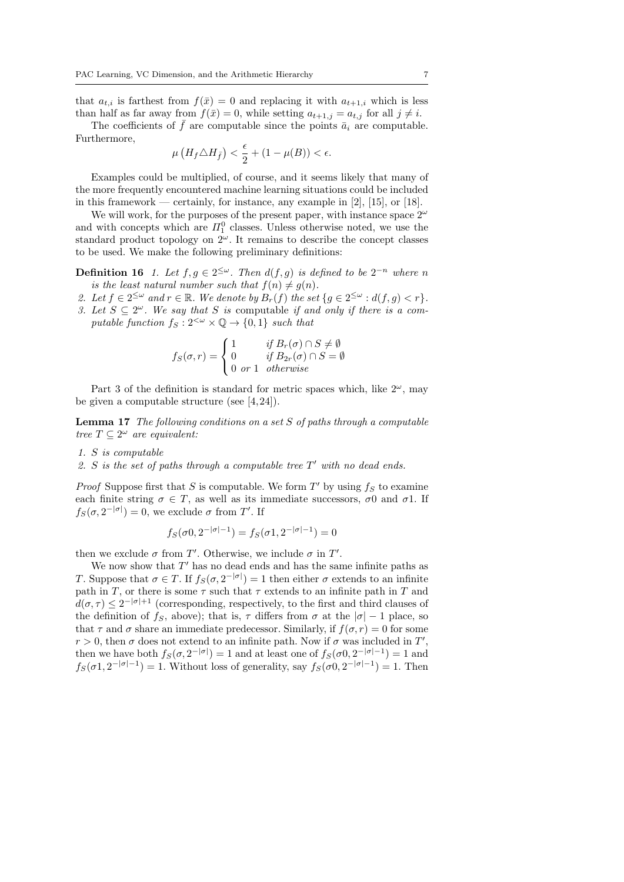that $a_{t,i}$ is farthest from $f(\bar{x}) = 0$ and replacing it with $a_{t+1,i}$ which is less than half as far away from $f(\bar{x}) = 0$, while setting $a_{t+1,j} = a_{t,j}$ for all $j \neq i$.

The coefficients of $\bar{f}$ are computable since the points $\bar{a}_i$ are computable. Furthermore,

$$\mu\left(H_f \triangle H_{\bar{f}}\right) < \frac{\epsilon}{2} + (1 - \mu(B)) < \epsilon.$$

Examples could be multiplied, of course, and it seems likely that many of the more frequently encountered machine learning situations could be included in this framework — certainly, for instance, any example in [2], [15], or [18].

We will work, for the purposes of the present paper, with instance space $2^\omega$ and with concepts which are $\Pi^0_1$ classes. Unless otherwise noted, we use the standard product topology on $2^\omega$. It remains to describe the concept classes to be used. We make the following preliminary definitions:

**Definition 16** *1. Let $f, g \in 2^{\leq\omega}$. Then $d(f, g)$ is defined to be $2^{-n}$ where $n$ is the least natural number such that $f(n) \neq g(n)$.*

*2. Let $f \in 2^{\leq\omega}$ and $r \in \mathbb{R}$. We denote by $B_r(f)$ the set $\{g \in 2^{\leq\omega} : d(f, g) < r\}$.*

*3. Let $S \subseteq 2^\omega$. We say that $S$ is* computable *if and only if there is a computable function $f_S : 2^{<\omega} \times \mathbb{Q} \to \{0, 1\}$ such that*

$$f_S(\sigma, r) = \begin{cases} 1 & \text{if } B_r(\sigma) \cap S \neq \emptyset \\ 0 & \text{if } B_{2r}(\sigma) \cap S = \emptyset \\ 0 \text{ or } 1 & \text{otherwise} \end{cases}$$

Part 3 of the definition is standard for metric spaces which, like $2^\omega$, may be given a computable structure (see [4, 24]).

**Lemma 17** *The following conditions on a set $S$ of paths through a computable tree $T \subseteq 2^\omega$ are equivalent:*

*1. $S$ is computable*

*2. $S$ is the set of paths through a computable tree $T'$ with no dead ends.*

*Proof* Suppose first that $S$ is computable. We form $T'$ by using $f_S$ to examine each finite string $\sigma \in T$, as well as its immediate successors, $\sigma 0$ and $\sigma 1$. If $f_S(\sigma, 2^{-|\sigma|}) = 0$, we exclude $\sigma$ from $T'$. If

$$f_S(\sigma 0, 2^{-|\sigma|-1}) = f_S(\sigma 1, 2^{-|\sigma|-1}) = 0$$

then we exclude $\sigma$ from $T'$. Otherwise, we include $\sigma$ in $T'$.

We now show that $T'$ has no dead ends and has the same infinite paths as $T$. Suppose that $\sigma \in T$. If $f_S(\sigma, 2^{-|\sigma|}) = 1$ then either $\sigma$ extends to an infinite path in $T$, or there is some $\tau$ such that $\tau$ extends to an infinite path in $T$ and $d(\sigma, \tau) \leq 2^{-|\sigma|+1}$ (corresponding, respectively, to the first and third clauses of the definition of $f_S$, above); that is, $\tau$ differs from $\sigma$ at the $|\sigma| - 1$ place, so that $\tau$ and $\sigma$ share an immediate predecessor. Similarly, if $f(\sigma, r) = 0$ for some $r > 0$, then $\sigma$ does not extend to an infinite path. Now if $\sigma$ was included in $T'$, then we have both $f_S(\sigma, 2^{-|\sigma|}) = 1$ and at least one of $f_S(\sigma 0, 2^{-|\sigma|-1}) = 1$ and $f_S(\sigma 1, 2^{-|\sigma|-1}) = 1$. Without loss of generality, say $f_S(\sigma 0, 2^{-|\sigma|-1}) = 1$. Then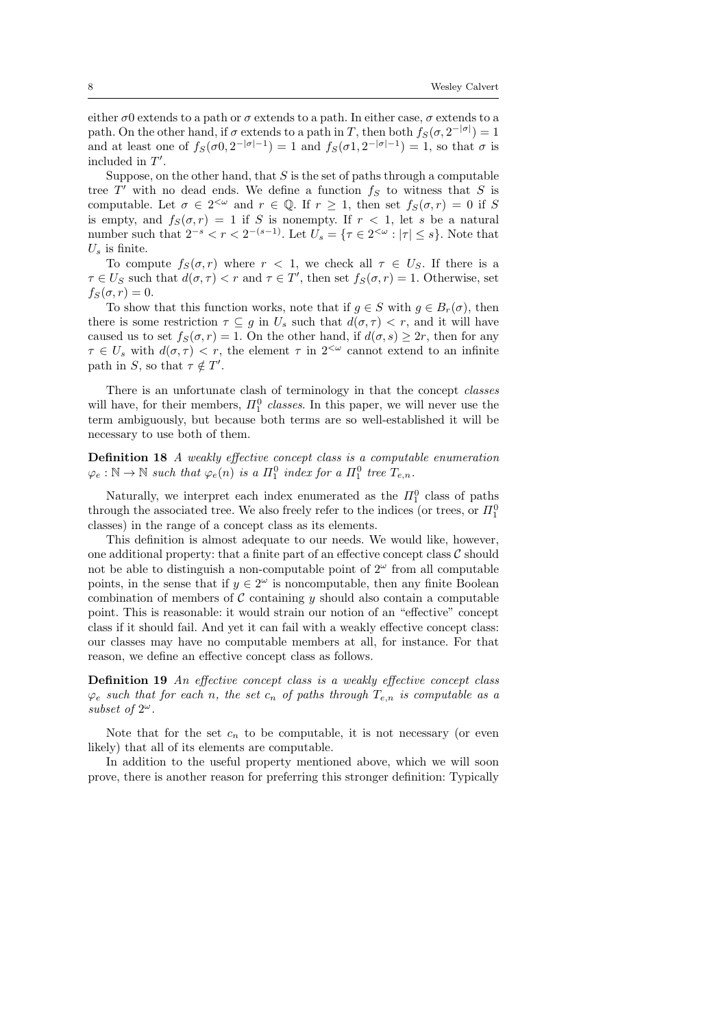either $\sigma 0$ extends to a path or $\sigma$ extends to a path. In either case, $\sigma$ extends to a path. On the other hand, if $\sigma$ extends to a path in $T$, then both $f_S(\sigma, 2^{-|\sigma|}) = 1$ and at least one of $f_S(\sigma 0, 2^{-|\sigma|-1}) = 1$ and $f_S(\sigma 1, 2^{-|\sigma|-1}) = 1$, so that $\sigma$ is included in $T'$.

Suppose, on the other hand, that $S$ is the set of paths through a computable tree $T'$ with no dead ends. We define a function $f_S$ to witness that $S$ is computable. Let $\sigma \in 2^{<\omega}$ and $r \in \mathbb{Q}$. If $r \geq 1$, then set $f_S(\sigma, r) = 0$ if $S$ is empty, and $f_S(\sigma, r) = 1$ if $S$ is nonempty. If $r < 1$, let $s$ be a natural number such that $2^{-s} < r < 2^{-(s-1)}$. Let $U_s = \{\tau \in 2^{<\omega} : |\tau| \leq s\}$. Note that $U_s$ is finite.

To compute $f_S(\sigma, r)$ where $r < 1$, we check all $\tau \in U_S$. If there is a $\tau \in U_S$ such that $d(\sigma, \tau) < r$ and $\tau \in T'$, then set $f_S(\sigma, r) = 1$. Otherwise, set $f_S(\sigma, r) = 0$.

To show that this function works, note that if $g \in S$ with $g \in B_r(\sigma)$, then there is some restriction $\tau \subseteq g$ in $U_s$ such that $d(\sigma, \tau) < r$, and it will have caused us to set $f_S(\sigma, r) = 1$. On the other hand, if $d(\sigma, s) \geq 2r$, then for any $\tau \in U_s$ with $d(\sigma, \tau) < r$, the element $\tau$ in $2^{<\omega}$ cannot extend to an infinite path in $S$, so that $\tau \notin T'$.

There is an unfortunate clash of terminology in that the concept *classes* will have, for their members, $\Pi^0_1$ *classes*. In this paper, we will never use the term ambiguously, but because both terms are so well-established it will be necessary to use both of them.

**Definition 18** *A weakly effective concept class is a computable enumeration $\varphi_e : \mathbb{N} \to \mathbb{N}$ such that $\varphi_e(n)$ is a $\Pi^0_1$ index for a $\Pi^0_1$ tree $T_{e,n}$.*

Naturally, we interpret each index enumerated as the $\Pi^0_1$ class of paths through the associated tree. We also freely refer to the indices (or trees, or $\Pi^0_1$ classes) in the range of a concept class as its elements.

This definition is almost adequate to our needs. We would like, however, one additional property: that a finite part of an effective concept class $\mathcal{C}$ should not be able to distinguish a non-computable point of $2^\omega$ from all computable points, in the sense that if $y \in 2^\omega$ is noncomputable, then any finite Boolean combination of members of $\mathcal{C}$ containing $y$ should also contain a computable point. This is reasonable: it would strain our notion of an "effective" concept class if it should fail. And yet it can fail with a weakly effective concept class: our classes may have no computable members at all, for instance. For that reason, we define an effective concept class as follows.

**Definition 19** *An effective concept class is a weakly effective concept class $\varphi_e$ such that for each $n$, the set $c_n$ of paths through $T_{e,n}$ is computable as a subset of $2^\omega$.*

Note that for the set $c_n$ to be computable, it is not necessary (or even likely) that all of its elements are computable.

In addition to the useful property mentioned above, which we will soon prove, there is another reason for preferring this stronger definition: Typically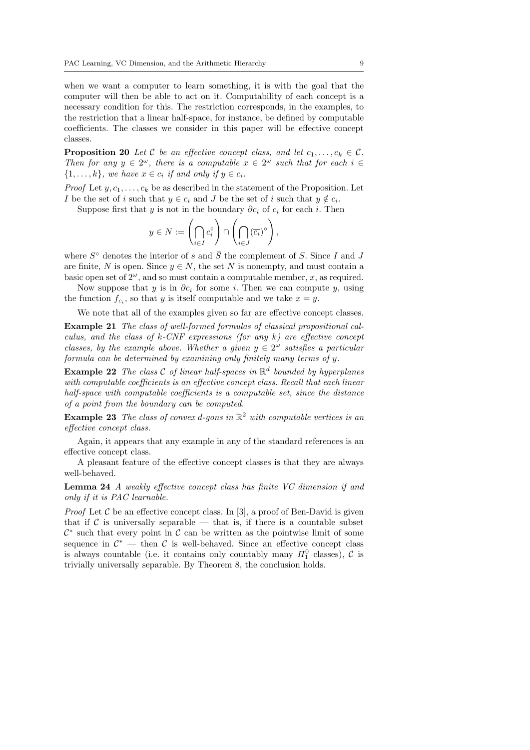when we want a computer to learn something, it is with the goal that the computer will then be able to act on it. Computability of each concept is a necessary condition for this. The restriction corresponds, in the examples, to the restriction that a linear half-space, for instance, be defined by computable coefficients. The classes we consider in this paper will be effective concept classes.

**Proposition 20** *Let $\mathcal{C}$ be an effective concept class, and let $c_1, \ldots, c_k \in \mathcal{C}$. Then for any $y \in 2^\omega$, there is a computable $x \in 2^\omega$ such that for each $i \in \{1, \ldots, k\}$, we have $x \in c_i$ if and only if $y \in c_i$.*

*Proof* Let $y, c_1, \ldots, c_k$ be as described in the statement of the Proposition. Let $I$ be the set of $i$ such that $y \in c_i$ and $J$ be the set of $i$ such that $y \notin c_i$.

Suppose first that $y$ is not in the boundary $\partial c_i$ of $c_i$ for each $i$. Then

$$y \in N := \left( \bigcap_{i \in I} c_i^\circ \right) \cap \left( \bigcap_{i \in J} (\overline{c_i})^\circ \right),$$

where $S^\circ$ denotes the interior of $s$ and $\bar{S}$ the complement of $S$. Since $I$ and $J$ are finite, $N$ is open. Since $y \in N$, the set $N$ is nonempty, and must contain a basic open set of $2^\omega$, and so must contain a computable member, $x$, as required.

Now suppose that $y$ is in $\partial c_i$ for some $i$. Then we can compute $y$, using the function $f_{c_i}$, so that $y$ is itself computable and we take $x = y$.

We note that all of the examples given so far are effective concept classes.

**Example 21** *The class of well-formed formulas of classical propositional calculus, and the class of $k$-CNF expressions (for any $k$) are effective concept classes, by the example above. Whether a given $y \in 2^\omega$ satisfies a particular formula can be determined by examining only finitely many terms of $y$.*

**Example 22** *The class $\mathcal{C}$ of linear half-spaces in $\mathbb{R}^d$ bounded by hyperplanes with computable coefficients is an effective concept class. Recall that each linear half-space with computable coefficients is a computable set, since the distance of a point from the boundary can be computed.*

**Example 23** *The class of convex $d$-gons in $\mathbb{R}^2$ with computable vertices is an effective concept class.*

Again, it appears that any example in any of the standard references is an effective concept class.

A pleasant feature of the effective concept classes is that they are always well-behaved.

**Lemma 24** *A weakly effective concept class has finite VC dimension if and only if it is PAC learnable.*

*Proof* Let $\mathcal{C}$ be an effective concept class. In [3], a proof of Ben-David is given that if $\mathcal{C}$ is universally separable — that is, if there is a countable subset $\mathcal{C}^*$ such that every point in $\mathcal{C}$ can be written as the pointwise limit of some sequence in $\mathcal{C}^*$ — then $\mathcal{C}$ is well-behaved. Since an effective concept class is always countable (i.e. it contains only countably many $\Pi^0_1$ classes), $\mathcal{C}$ is trivially universally separable. By Theorem 8, the conclusion holds.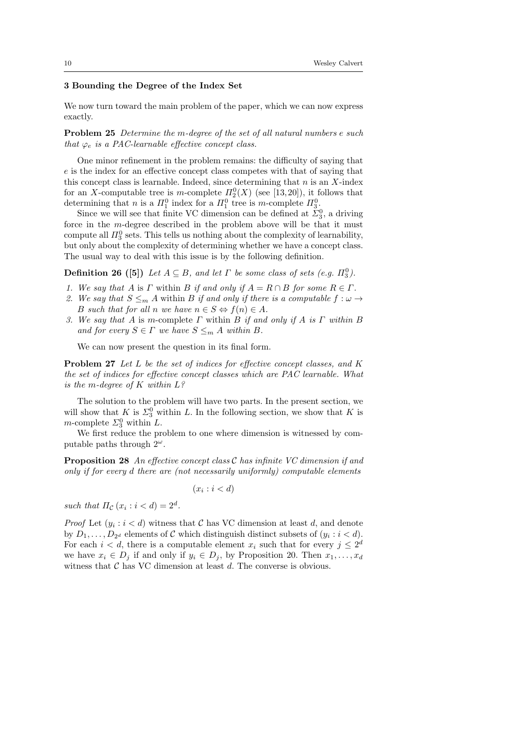## 3 Bounding the Degree of the Index Set

We now turn toward the main problem of the paper, which we can now express exactly.

**Problem 25** *Determine the $m$-degree of the set of all natural numbers $e$ such that $\varphi_e$ is a PAC-learnable effective concept class.*

One minor refinement in the problem remains: the difficulty of saying that $e$ is the index for an effective concept class competes with that of saying that this concept class is learnable. Indeed, since determining that $n$ is an $X$-index for an $X$-computable tree is $m$-complete $\Pi^0_2(X)$ (see [13,20]), it follows that determining that $n$ is a $\Pi^0_1$ index for a $\Pi^0_1$ tree is $m$-complete $\Pi^0_3$.

Since we will see that finite VC dimension can be defined at $\Sigma^0_3$, a driving force in the $m$-degree described in the problem above will be that it must compute all $\Pi^0_3$ sets. This tells us nothing about the complexity of learnability, but only about the complexity of determining whether we have a concept class. The usual way to deal with this issue is by the following definition.

**Definition 26 ([5])** *Let $A \subseteq B$, and let $\Gamma$ be some class of sets (e.g. $\Pi^0_3$).*

1. *We say that $A$ is $\Gamma$ within $B$ if and only if $A = R \cap B$ for some $R \in \Gamma$.*
2. *We say that $S \leq_m A$ within $B$ if and only if there is a computable $f : \omega \to B$ such that for all $n$ we have $n \in S \Leftrightarrow f(n) \in A$.*
3. *We say that $A$ is $m$-complete $\Gamma$ within $B$ if and only if $A$ is $\Gamma$ within $B$ and for every $S \in \Gamma$ we have $S \leq_m A$ within $B$.*

We can now present the question in its final form.

**Problem 27** *Let $L$ be the set of indices for effective concept classes, and $K$ the set of indices for effective concept classes which are PAC learnable. What is the $m$-degree of $K$ within $L$?*

The solution to the problem will have two parts. In the present section, we will show that $K$ is $\Sigma^0_3$ within $L$. In the following section, we show that $K$ is $m$-complete $\Sigma^0_3$ within $L$.

We first reduce the problem to one where dimension is witnessed by computable paths through $2^\omega$.

**Proposition 28** *An effective concept class $\mathcal{C}$ has infinite VC dimension if and only if for every $d$ there are (not necessarily uniformly) computable elements*

$$(x_i : i < d)$$

*such that $\Pi_{\mathcal{C}}(x_i : i < d) = 2^d$.*

*Proof* Let $(y_i : i < d)$ witness that $\mathcal{C}$ has VC dimension at least $d$, and denote by $D_1, \ldots, D_{2^d}$ elements of $\mathcal{C}$ which distinguish distinct subsets of $(y_i : i < d)$. For each $i < d$, there is a computable element $x_i$ such that for every $j \leq 2^d$ we have $x_i \in D_j$ if and only if $y_i \in D_j$, by Proposition 20. Then $x_1, \ldots, x_d$ witness that $\mathcal{C}$ has VC dimension at least $d$. The converse is obvious.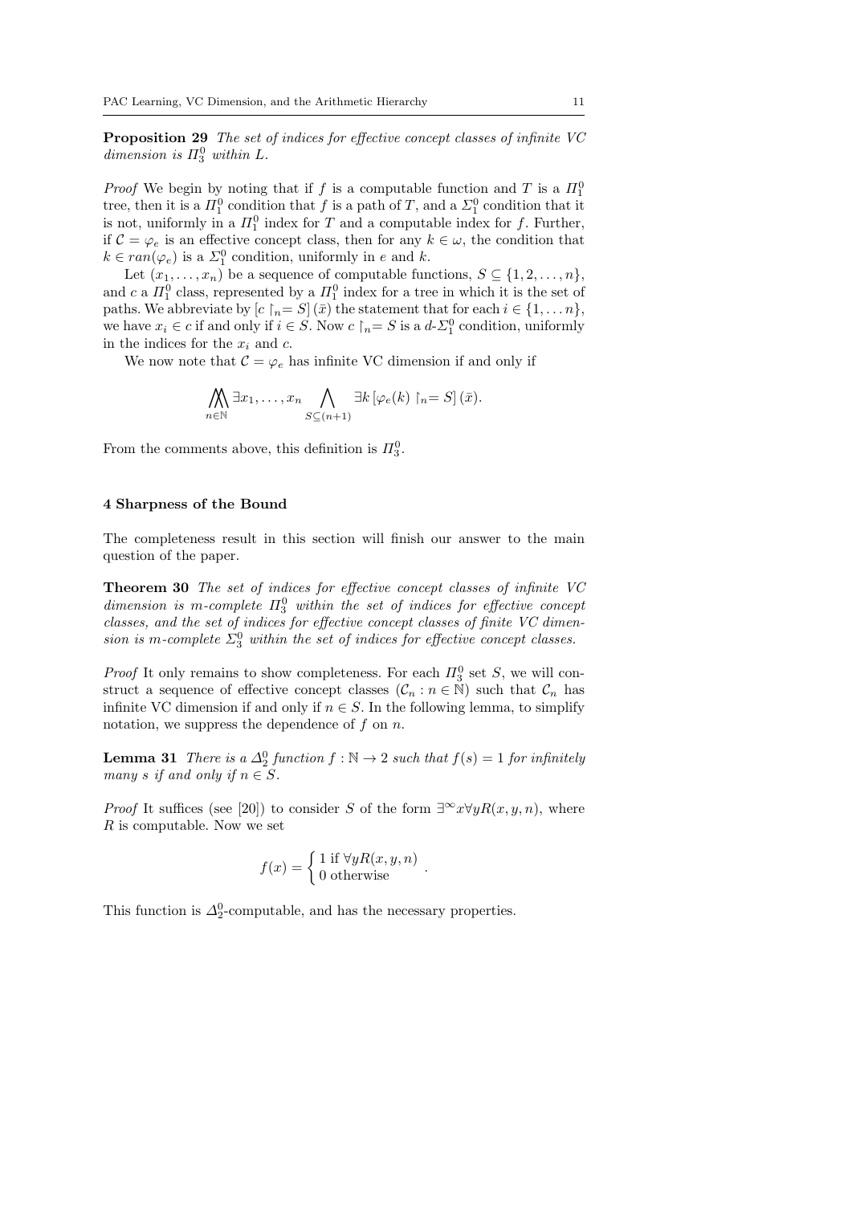**Proposition 29** *The set of indices for effective concept classes of infinite VC dimension is $\Pi^0_3$ within $L$.*

*Proof* We begin by noting that if $f$ is a computable function and $T$ is a $\Pi^0_1$ tree, then it is a $\Pi^0_1$ condition that $f$ is a path of $T$, and a $\Sigma^0_1$ condition that it is not, uniformly in a $\Pi^0_1$ index for $T$ and a computable index for $f$. Further, if $\mathcal{C} = \varphi_e$ is an effective concept class, then for any $k \in \omega$, the condition that $k \in ran(\varphi_e)$ is a $\Sigma^0_1$ condition, uniformly in $e$ and $k$.

Let $(x_1, \ldots, x_n)$ be a sequence of computable functions, $S \subseteq \{1, 2, \ldots, n\}$, and $c$ a $\Pi^0_1$ class, represented by a $\Pi^0_1$ index for a tree in which it is the set of paths. We abbreviate by $[c \upharpoonright_n = S] (\bar{x})$ the statement that for each $i \in \{1, \ldots n\}$, we have $x_i \in c$ if and only if $i \in S$. Now $c \upharpoonright_n = S$ is a $d$-$\Sigma^0_1$ condition, uniformly in the indices for the $x_i$ and $c$.

We now note that $\mathcal{C} = \varphi_e$ has infinite VC dimension if and only if

$$\bigwedge\!\!\!\bigwedge_{n \in \mathbb{N}} \exists x_1, \ldots, x_n \bigwedge_{S \subseteq (n+1)} \exists k \left[\varphi_e(k) \upharpoonright_n = S\right] (\bar{x}).$$

From the comments above, this definition is $\Pi^0_3$.

## 4 Sharpness of the Bound

The completeness result in this section will finish our answer to the main question of the paper.

**Theorem 30** *The set of indices for effective concept classes of infinite VC dimension is m-complete $\Pi^0_3$ within the set of indices for effective concept classes, and the set of indices for effective concept classes of finite VC dimension is m-complete $\Sigma^0_3$ within the set of indices for effective concept classes.*

*Proof* It only remains to show completeness. For each $\Pi^0_3$ set $S$, we will construct a sequence of effective concept classes $(\mathcal{C}_n : n \in \mathbb{N})$ such that $\mathcal{C}_n$ has infinite VC dimension if and only if $n \in S$. In the following lemma, to simplify notation, we suppress the dependence of $f$ on $n$.

**Lemma 31** *There is a $\Delta^0_2$ function $f : \mathbb{N} \to 2$ such that $f(s) = 1$ for infinitely many $s$ if and only if $n \in S$.*

*Proof* It suffices (see [20]) to consider $S$ of the form $\exists^\infty x \forall y R(x, y, n)$, where $R$ is computable. Now we set

$$f(x) = \begin{cases} 1 \text{ if } \forall y R(x, y, n) \\ 0 \text{ otherwise} \end{cases}.$$

This function is $\Delta^0_2$-computable, and has the necessary properties.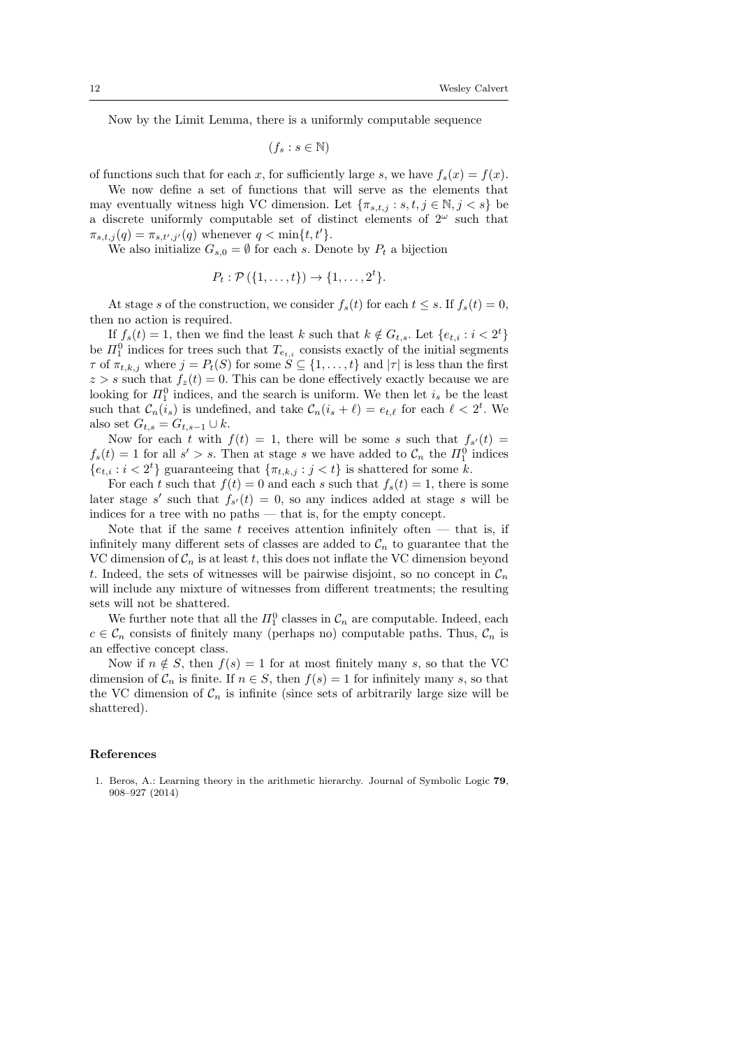Now by the Limit Lemma, there is a uniformly computable sequence

$$(f_s : s \in \mathbb{N})$$

of functions such that for each $x$, for sufficiently large $s$, we have $f_s(x) = f(x)$.

We now define a set of functions that will serve as the elements that may eventually witness high VC dimension. Let $\{\pi_{s,t,j} : s, t, j \in \mathbb{N}, j < s\}$ be a discrete uniformly computable set of distinct elements of $2^\omega$ such that $\pi_{s,t,j}(q) = \pi_{s,t',j'}(q)$ whenever $q < \min\{t, t'\}$.

We also initialize $G_{s,0} = \emptyset$ for each $s$. Denote by $P_t$ a bijection

$$P_t : \mathcal{P}(\{1, \ldots, t\}) \to \{1, \ldots, 2^t\}.$$

At stage $s$ of the construction, we consider $f_s(t)$ for each $t \leq s$. If $f_s(t) = 0$, then no action is required.

If $f_s(t) = 1$, then we find the least $k$ such that $k \notin G_{t,s}$. Let $\{e_{t,i} : i < 2^t\}$ be $\Pi^0_1$ indices for trees such that $T_{e_{t,i}}$ consists exactly of the initial segments $\tau$ of $\pi_{t,k,j}$ where $j = P_t(S)$ for some $S \subseteq \{1, \ldots, t\}$ and $|\tau|$ is less than the first $z > s$ such that $f_z(t) = 0$. This can be done effectively exactly because we are looking for $\Pi^0_1$ indices, and the search is uniform. We then let $i_s$ be the least such that $\mathcal{C}_n(i_s)$ is undefined, and take $\mathcal{C}_n(i_s + \ell) = e_{t,\ell}$ for each $\ell < 2^t$. We also set $G_{t,s} = G_{t,s-1} \cup k$.

Now for each $t$ with $f(t) = 1$, there will be some $s$ such that $f_{s'}(t) = f_s(t) = 1$ for all $s' > s$. Then at stage $s$ we have added to $\mathcal{C}_n$ the $\Pi^0_1$ indices $\{e_{t,i} : i < 2^t\}$ guaranteeing that $\{\pi_{t,k,j} : j < t\}$ is shattered for some $k$.

For each $t$ such that $f(t) = 0$ and each $s$ such that $f_s(t) = 1$, there is some later stage $s'$ such that $f_{s'}(t) = 0$, so any indices added at stage $s$ will be indices for a tree with no paths — that is, for the empty concept.

Note that if the same $t$ receives attention infinitely often — that is, if infinitely many different sets of classes are added to $\mathcal{C}_n$ to guarantee that the VC dimension of $\mathcal{C}_n$ is at least $t$, this does not inflate the VC dimension beyond $t$. Indeed, the sets of witnesses will be pairwise disjoint, so no concept in $\mathcal{C}_n$ will include any mixture of witnesses from different treatments; the resulting sets will not be shattered.

We further note that all the $\Pi^0_1$ classes in $\mathcal{C}_n$ are computable. Indeed, each $c \in \mathcal{C}_n$ consists of finitely many (perhaps no) computable paths. Thus, $\mathcal{C}_n$ is an effective concept class.

Now if $n \notin S$, then $f(s) = 1$ for at most finitely many $s$, so that the VC dimension of $\mathcal{C}_n$ is finite. If $n \in S$, then $f(s) = 1$ for infinitely many $s$, so that the VC dimension of $\mathcal{C}_n$ is infinite (since sets of arbitrarily large size will be shattered).

## References

1. Beros, A.: Learning theory in the arithmetic hierarchy. Journal of Symbolic Logic **79**, 908–927 (2014)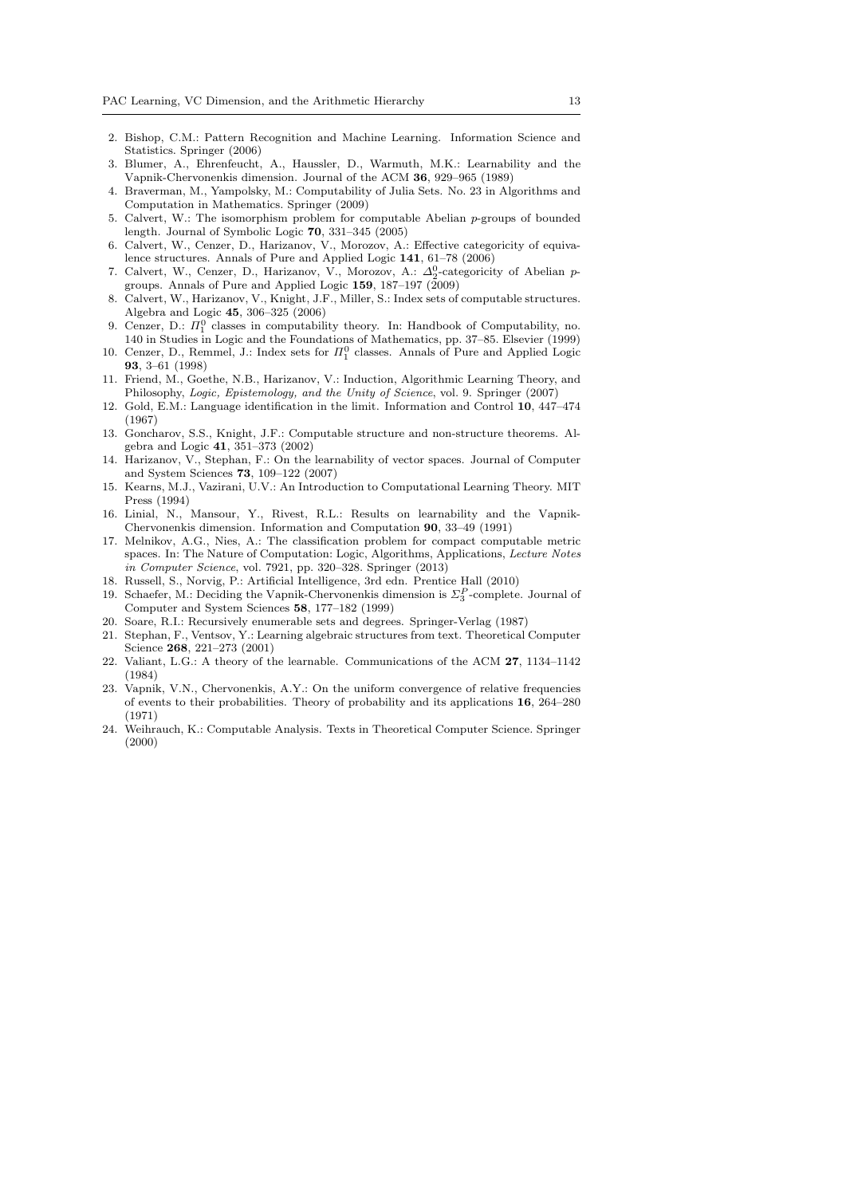2. Bishop, C.M.: Pattern Recognition and Machine Learning. Information Science and Statistics. Springer (2006)
3. Blumer, A., Ehrenfeucht, A., Haussler, D., Warmuth, M.K.: Learnability and the Vapnik-Chervonenkis dimension. Journal of the ACM **36**, 929–965 (1989)
4. Braverman, M., Yampolsky, M.: Computability of Julia Sets. No. 23 in Algorithms and Computation in Mathematics. Springer (2009)
5. Calvert, W.: The isomorphism problem for computable Abelian $p$-groups of bounded length. Journal of Symbolic Logic **70**, 331–345 (2005)
6. Calvert, W., Cenzer, D., Harizanov, V., Morozov, A.: Effective categoricity of equivalence structures. Annals of Pure and Applied Logic **141**, 61–78 (2006)
7. Calvert, W., Cenzer, D., Harizanov, V., Morozov, A.: $\Delta^0_2$-categoricity of Abelian $p$-groups. Annals of Pure and Applied Logic **159**, 187–197 (2009)
8. Calvert, W., Harizanov, V., Knight, J.F., Miller, S.: Index sets of computable structures. Algebra and Logic **45**, 306–325 (2006)
9. Cenzer, D.: $\Pi^0_1$ classes in computability theory. In: Handbook of Computability, no. 140 in Studies in Logic and the Foundations of Mathematics, pp. 37–85. Elsevier (1999)
10. Cenzer, D., Remmel, J.: Index sets for $\Pi^0_1$ classes. Annals of Pure and Applied Logic **93**, 3–61 (1998)
11. Friend, M., Goethe, N.B., Harizanov, V.: Induction, Algorithmic Learning Theory, and Philosophy, *Logic, Epistemology, and the Unity of Science*, vol. 9. Springer (2007)
12. Gold, E.M.: Language identification in the limit. Information and Control **10**, 447–474 (1967)
13. Goncharov, S.S., Knight, J.F.: Computable structure and non-structure theorems. Algebra and Logic **41**, 351–373 (2002)
14. Harizanov, V., Stephan, F.: On the learnability of vector spaces. Journal of Computer and System Sciences **73**, 109–122 (2007)
15. Kearns, M.J., Vazirani, U.V.: An Introduction to Computational Learning Theory. MIT Press (1994)
16. Linial, N., Mansour, Y., Rivest, R.L.: Results on learnability and the Vapnik-Chervonenkis dimension. Information and Computation **90**, 33–49 (1991)
17. Melnikov, A.G., Nies, A.: The classification problem for compact computable metric spaces. In: The Nature of Computation: Logic, Algorithms, Applications, *Lecture Notes in Computer Science*, vol. 7921, pp. 320–328. Springer (2013)
18. Russell, S., Norvig, P.: Artificial Intelligence, 3rd edn. Prentice Hall (2010)
19. Schaefer, M.: Deciding the Vapnik-Chervonenkis dimension is $\Sigma^P_3$-complete. Journal of Computer and System Sciences **58**, 177–182 (1999)
20. Soare, R.I.: Recursively enumerable sets and degrees. Springer-Verlag (1987)
21. Stephan, F., Ventsov, Y.: Learning algebraic structures from text. Theoretical Computer Science **268**, 221–273 (2001)
22. Valiant, L.G.: A theory of the learnable. Communications of the ACM **27**, 1134–1142 (1984)
23. Vapnik, V.N., Chervonenkis, A.Y.: On the uniform convergence of relative frequencies of events to their probabilities. Theory of probability and its applications **16**, 264–280 (1971)
24. Weihrauch, K.: Computable Analysis. Texts in Theoretical Computer Science. Springer (2000)